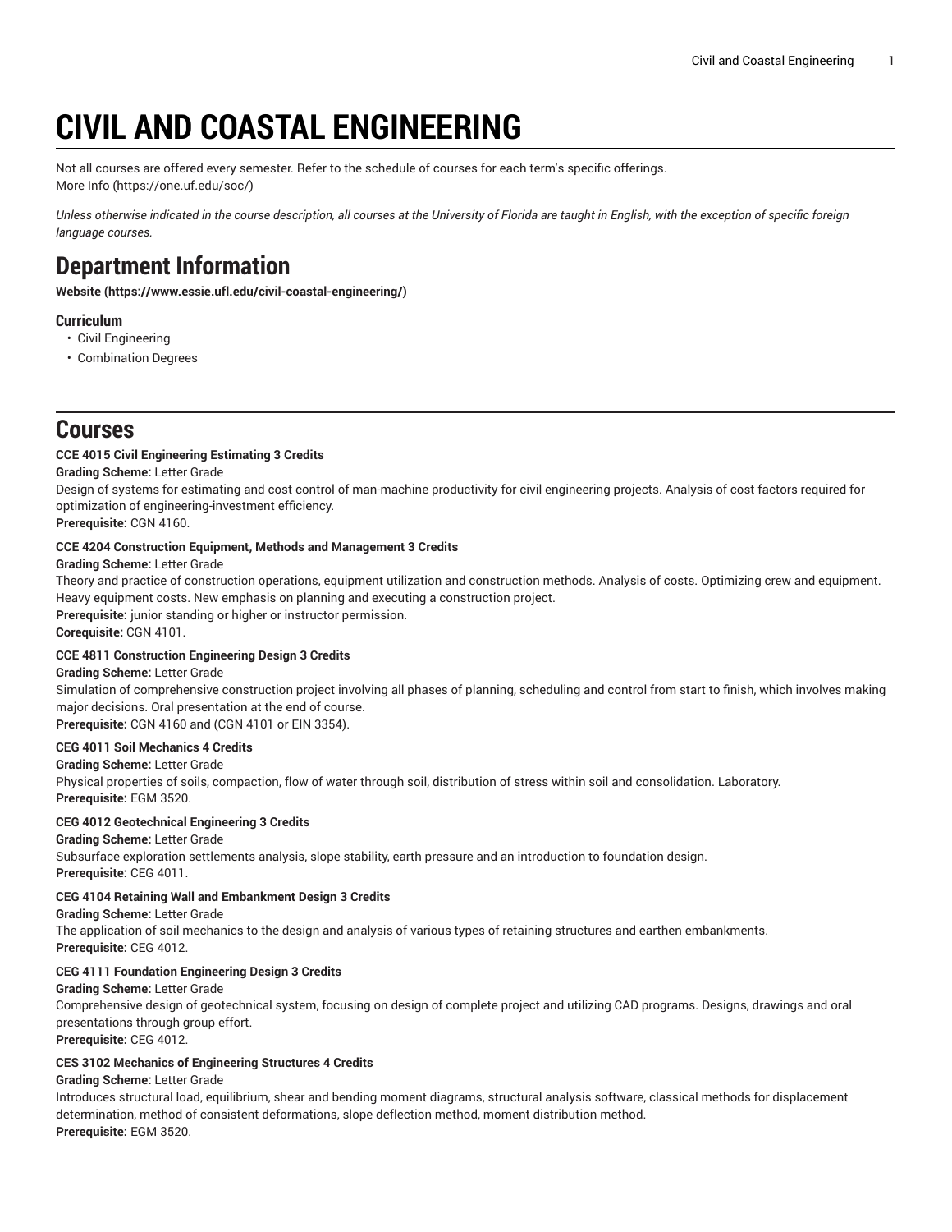# CIVIL AND COASTAL ENGINEERING

Not all courses are offered every semester. Refer to the schedule of courses for each term's specific offerings.
More Info (https://one.uf.edu/soc/)

*Unless otherwise indicated in the course description, all courses at the University of Florida are taught in English, with the exception of specific foreign language courses.*

## Department Information

**Website (https://www.essie.ufl.edu/civil-coastal-engineering/)**

### Curriculum

- Civil Engineering
- Combination Degrees

## Courses

**CCE 4015 Civil Engineering Estimating 3 Credits**
**Grading Scheme:** Letter Grade
Design of systems for estimating and cost control of man-machine productivity for civil engineering projects. Analysis of cost factors required for optimization of engineering-investment efficiency.
**Prerequisite:** CGN 4160.

**CCE 4204 Construction Equipment, Methods and Management 3 Credits**
**Grading Scheme:** Letter Grade
Theory and practice of construction operations, equipment utilization and construction methods. Analysis of costs. Optimizing crew and equipment. Heavy equipment costs. New emphasis on planning and executing a construction project.
**Prerequisite:** junior standing or higher or instructor permission.
**Corequisite:** CGN 4101.

**CCE 4811 Construction Engineering Design 3 Credits**
**Grading Scheme:** Letter Grade
Simulation of comprehensive construction project involving all phases of planning, scheduling and control from start to finish, which involves making major decisions. Oral presentation at the end of course.
**Prerequisite:** CGN 4160 and (CGN 4101 or EIN 3354).

**CEG 4011 Soil Mechanics 4 Credits**
**Grading Scheme:** Letter Grade
Physical properties of soils, compaction, flow of water through soil, distribution of stress within soil and consolidation. Laboratory.
**Prerequisite:** EGM 3520.

**CEG 4012 Geotechnical Engineering 3 Credits**
**Grading Scheme:** Letter Grade
Subsurface exploration settlements analysis, slope stability, earth pressure and an introduction to foundation design.
**Prerequisite:** CEG 4011.

**CEG 4104 Retaining Wall and Embankment Design 3 Credits**
**Grading Scheme:** Letter Grade
The application of soil mechanics to the design and analysis of various types of retaining structures and earthen embankments.
**Prerequisite:** CEG 4012.

**CEG 4111 Foundation Engineering Design 3 Credits**
**Grading Scheme:** Letter Grade
Comprehensive design of geotechnical system, focusing on design of complete project and utilizing CAD programs. Designs, drawings and oral presentations through group effort.
**Prerequisite:** CEG 4012.

**CES 3102 Mechanics of Engineering Structures 4 Credits**
**Grading Scheme:** Letter Grade
Introduces structural load, equilibrium, shear and bending moment diagrams, structural analysis software, classical methods for displacement determination, method of consistent deformations, slope deflection method, moment distribution method.
**Prerequisite:** EGM 3520.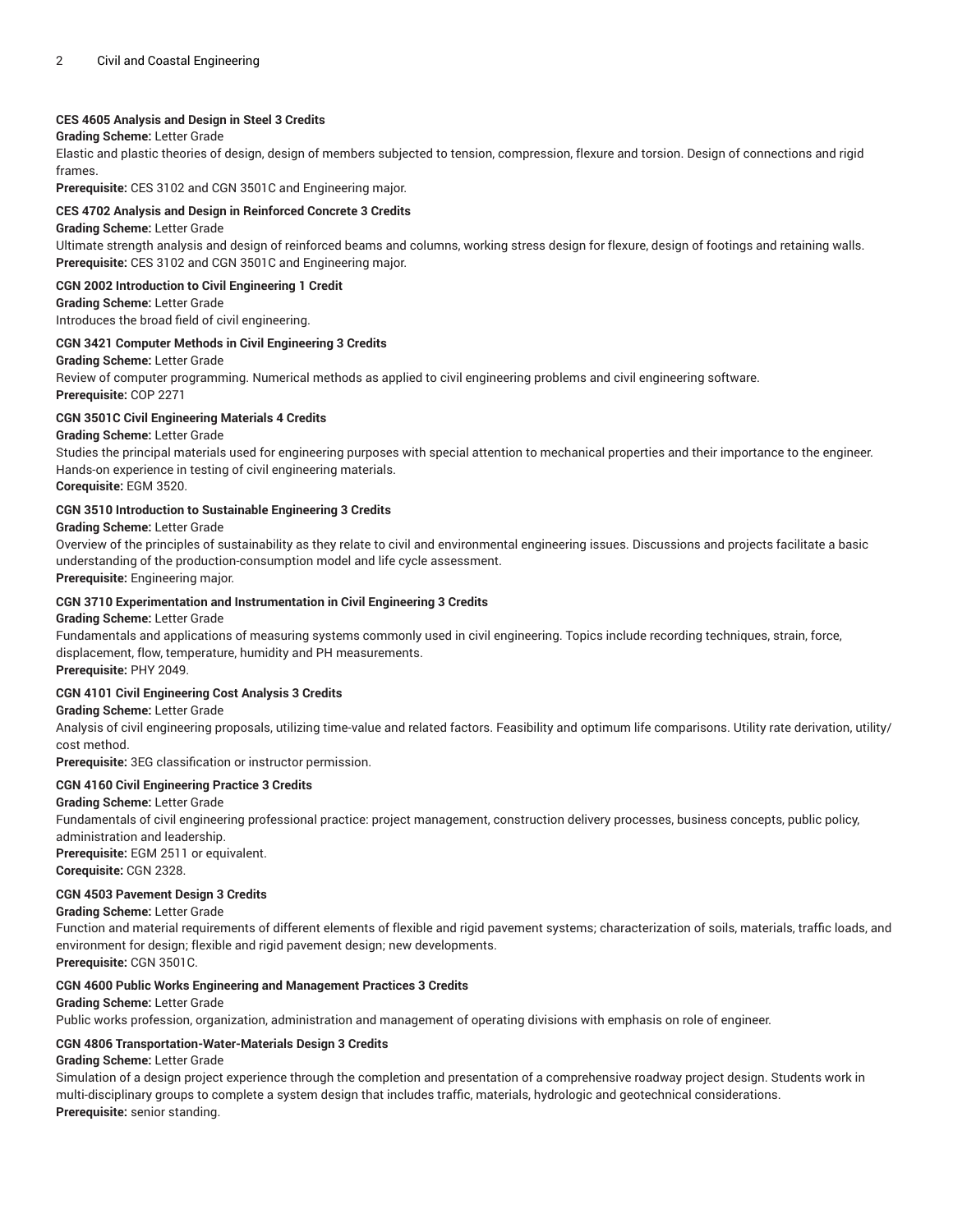**CES 4605 Analysis and Design in Steel 3 Credits**

**Grading Scheme:** Letter Grade

Elastic and plastic theories of design, design of members subjected to tension, compression, flexure and torsion. Design of connections and rigid frames.

**Prerequisite:** CES 3102 and CGN 3501C and Engineering major.

**CES 4702 Analysis and Design in Reinforced Concrete 3 Credits**

**Grading Scheme:** Letter Grade

Ultimate strength analysis and design of reinforced beams and columns, working stress design for flexure, design of footings and retaining walls.

**Prerequisite:** CES 3102 and CGN 3501C and Engineering major.

**CGN 2002 Introduction to Civil Engineering 1 Credit**

**Grading Scheme:** Letter Grade

Introduces the broad field of civil engineering.

**CGN 3421 Computer Methods in Civil Engineering 3 Credits**

**Grading Scheme:** Letter Grade

Review of computer programming. Numerical methods as applied to civil engineering problems and civil engineering software.

**Prerequisite:** COP 2271

**CGN 3501C Civil Engineering Materials 4 Credits**

**Grading Scheme:** Letter Grade

Studies the principal materials used for engineering purposes with special attention to mechanical properties and their importance to the engineer. Hands-on experience in testing of civil engineering materials.

**Corequisite:** EGM 3520.

**CGN 3510 Introduction to Sustainable Engineering 3 Credits**

**Grading Scheme:** Letter Grade

Overview of the principles of sustainability as they relate to civil and environmental engineering issues. Discussions and projects facilitate a basic understanding of the production-consumption model and life cycle assessment.

**Prerequisite:** Engineering major.

**CGN 3710 Experimentation and Instrumentation in Civil Engineering 3 Credits**

**Grading Scheme:** Letter Grade

Fundamentals and applications of measuring systems commonly used in civil engineering. Topics include recording techniques, strain, force, displacement, flow, temperature, humidity and PH measurements.

**Prerequisite:** PHY 2049.

**CGN 4101 Civil Engineering Cost Analysis 3 Credits**

**Grading Scheme:** Letter Grade

Analysis of civil engineering proposals, utilizing time-value and related factors. Feasibility and optimum life comparisons. Utility rate derivation, utility/cost method.

**Prerequisite:** 3EG classification or instructor permission.

**CGN 4160 Civil Engineering Practice 3 Credits**

**Grading Scheme:** Letter Grade

Fundamentals of civil engineering professional practice: project management, construction delivery processes, business concepts, public policy, administration and leadership.

**Prerequisite:** EGM 2511 or equivalent.

**Corequisite:** CGN 2328.

**CGN 4503 Pavement Design 3 Credits**

**Grading Scheme:** Letter Grade

Function and material requirements of different elements of flexible and rigid pavement systems; characterization of soils, materials, traffic loads, and environment for design; flexible and rigid pavement design; new developments.

**Prerequisite:** CGN 3501C.

**CGN 4600 Public Works Engineering and Management Practices 3 Credits**

**Grading Scheme:** Letter Grade

Public works profession, organization, administration and management of operating divisions with emphasis on role of engineer.

**CGN 4806 Transportation-Water-Materials Design 3 Credits**

**Grading Scheme:** Letter Grade

Simulation of a design project experience through the completion and presentation of a comprehensive roadway project design. Students work in multi-disciplinary groups to complete a system design that includes traffic, materials, hydrologic and geotechnical considerations.

**Prerequisite:** senior standing.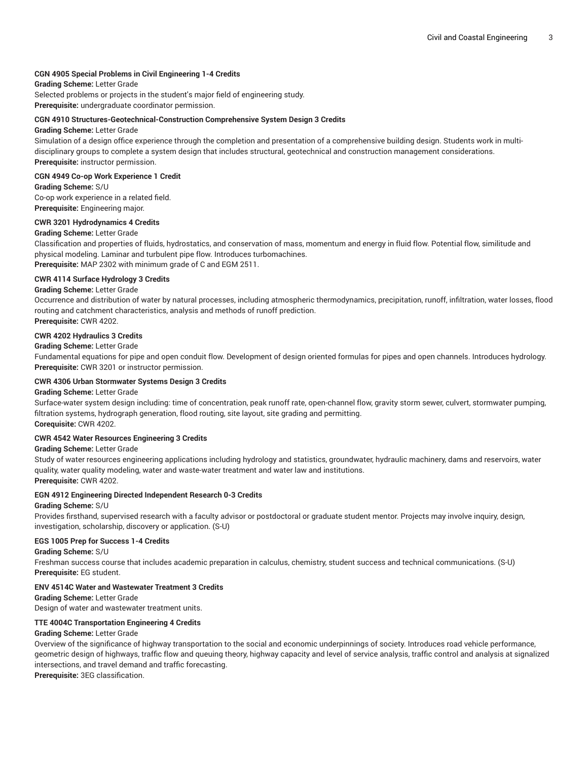**CGN 4905 Special Problems in Civil Engineering 1-4 Credits**
**Grading Scheme:** Letter Grade
Selected problems or projects in the student's major field of engineering study.
**Prerequisite:** undergraduate coordinator permission.

**CGN 4910 Structures-Geotechnical-Construction Comprehensive System Design 3 Credits**
**Grading Scheme:** Letter Grade
Simulation of a design office experience through the completion and presentation of a comprehensive building design. Students work in multi-disciplinary groups to complete a system design that includes structural, geotechnical and construction management considerations.
**Prerequisite:** instructor permission.

**CGN 4949 Co-op Work Experience 1 Credit**
**Grading Scheme:** S/U
Co-op work experience in a related field.
**Prerequisite:** Engineering major.

**CWR 3201 Hydrodynamics 4 Credits**
**Grading Scheme:** Letter Grade
Classification and properties of fluids, hydrostatics, and conservation of mass, momentum and energy in fluid flow. Potential flow, similitude and physical modeling. Laminar and turbulent pipe flow. Introduces turbomachines.
**Prerequisite:** MAP 2302 with minimum grade of C and EGM 2511.

**CWR 4114 Surface Hydrology 3 Credits**
**Grading Scheme:** Letter Grade
Occurrence and distribution of water by natural processes, including atmospheric thermodynamics, precipitation, runoff, infiltration, water losses, flood routing and catchment characteristics, analysis and methods of runoff prediction.
**Prerequisite:** CWR 4202.

**CWR 4202 Hydraulics 3 Credits**
**Grading Scheme:** Letter Grade
Fundamental equations for pipe and open conduit flow. Development of design oriented formulas for pipes and open channels. Introduces hydrology.
**Prerequisite:** CWR 3201 or instructor permission.

**CWR 4306 Urban Stormwater Systems Design 3 Credits**
**Grading Scheme:** Letter Grade
Surface-water system design including: time of concentration, peak runoff rate, open-channel flow, gravity storm sewer, culvert, stormwater pumping, filtration systems, hydrograph generation, flood routing, site layout, site grading and permitting.
**Corequisite:** CWR 4202.

**CWR 4542 Water Resources Engineering 3 Credits**
**Grading Scheme:** Letter Grade
Study of water resources engineering applications including hydrology and statistics, groundwater, hydraulic machinery, dams and reservoirs, water quality, water quality modeling, water and waste-water treatment and water law and institutions.
**Prerequisite:** CWR 4202.

**EGN 4912 Engineering Directed Independent Research 0-3 Credits**
**Grading Scheme:** S/U
Provides firsthand, supervised research with a faculty advisor or postdoctoral or graduate student mentor. Projects may involve inquiry, design, investigation, scholarship, discovery or application. (S-U)

**EGS 1005 Prep for Success 1-4 Credits**
**Grading Scheme:** S/U
Freshman success course that includes academic preparation in calculus, chemistry, student success and technical communications. (S-U)
**Prerequisite:** EG student.

**ENV 4514C Water and Wastewater Treatment 3 Credits**
**Grading Scheme:** Letter Grade
Design of water and wastewater treatment units.

**TTE 4004C Transportation Engineering 4 Credits**
**Grading Scheme:** Letter Grade
Overview of the significance of highway transportation to the social and economic underpinnings of society. Introduces road vehicle performance, geometric design of highways, traffic flow and queuing theory, highway capacity and level of service analysis, traffic control and analysis at signalized intersections, and travel demand and traffic forecasting.
**Prerequisite:** 3EG classification.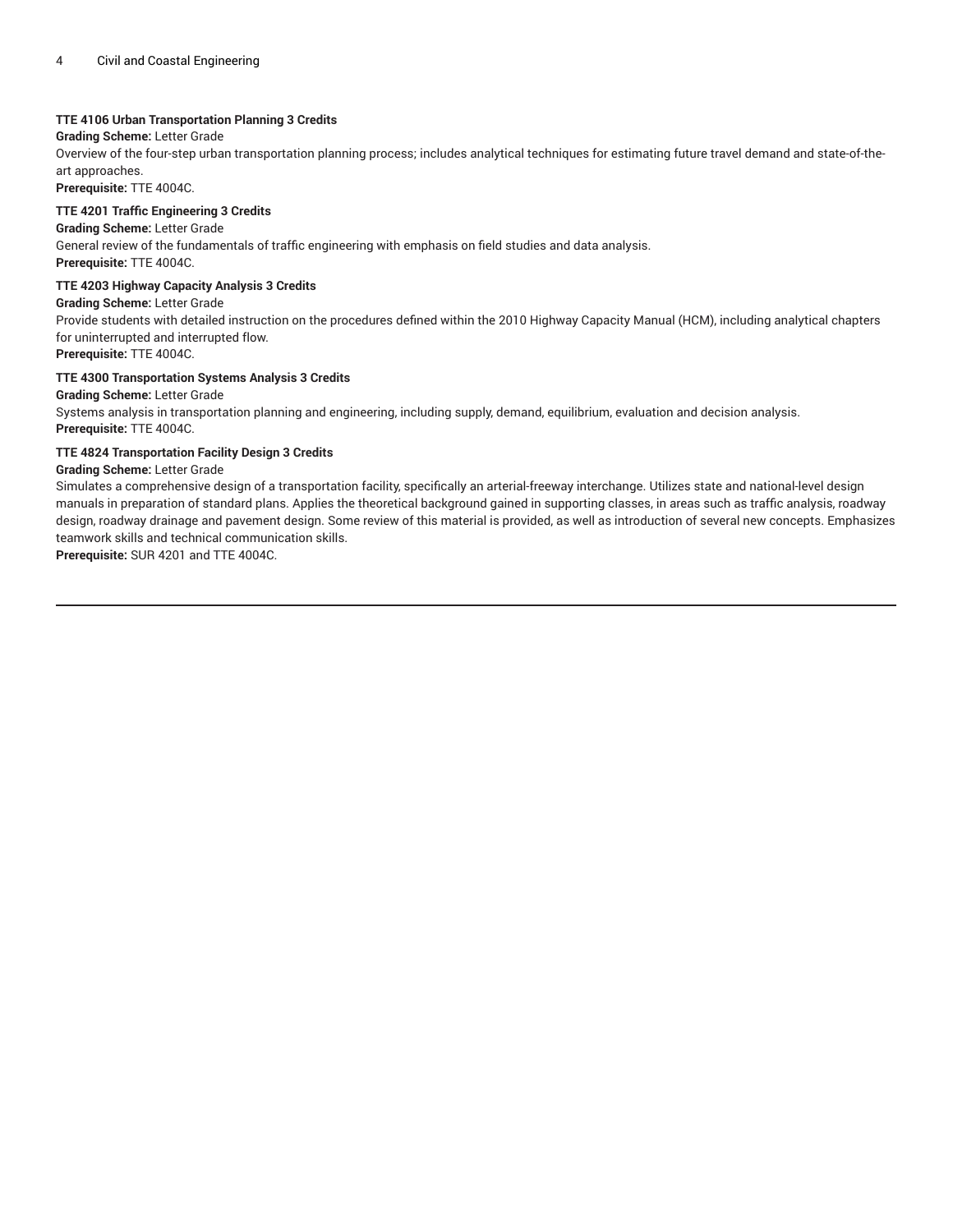**TTE 4106 Urban Transportation Planning 3 Credits**
**Grading Scheme:** Letter Grade
Overview of the four-step urban transportation planning process; includes analytical techniques for estimating future travel demand and state-of-the-art approaches.
**Prerequisite:** TTE 4004C.

**TTE 4201 Traffic Engineering 3 Credits**
**Grading Scheme:** Letter Grade
General review of the fundamentals of traffic engineering with emphasis on field studies and data analysis.
**Prerequisite:** TTE 4004C.

**TTE 4203 Highway Capacity Analysis 3 Credits**
**Grading Scheme:** Letter Grade
Provide students with detailed instruction on the procedures defined within the 2010 Highway Capacity Manual (HCM), including analytical chapters for uninterrupted and interrupted flow.
**Prerequisite:** TTE 4004C.

**TTE 4300 Transportation Systems Analysis 3 Credits**
**Grading Scheme:** Letter Grade
Systems analysis in transportation planning and engineering, including supply, demand, equilibrium, evaluation and decision analysis.
**Prerequisite:** TTE 4004C.

**TTE 4824 Transportation Facility Design 3 Credits**
**Grading Scheme:** Letter Grade
Simulates a comprehensive design of a transportation facility, specifically an arterial-freeway interchange. Utilizes state and national-level design manuals in preparation of standard plans. Applies the theoretical background gained in supporting classes, in areas such as traffic analysis, roadway design, roadway drainage and pavement design. Some review of this material is provided, as well as introduction of several new concepts. Emphasizes teamwork skills and technical communication skills.
**Prerequisite:** SUR 4201 and TTE 4004C.